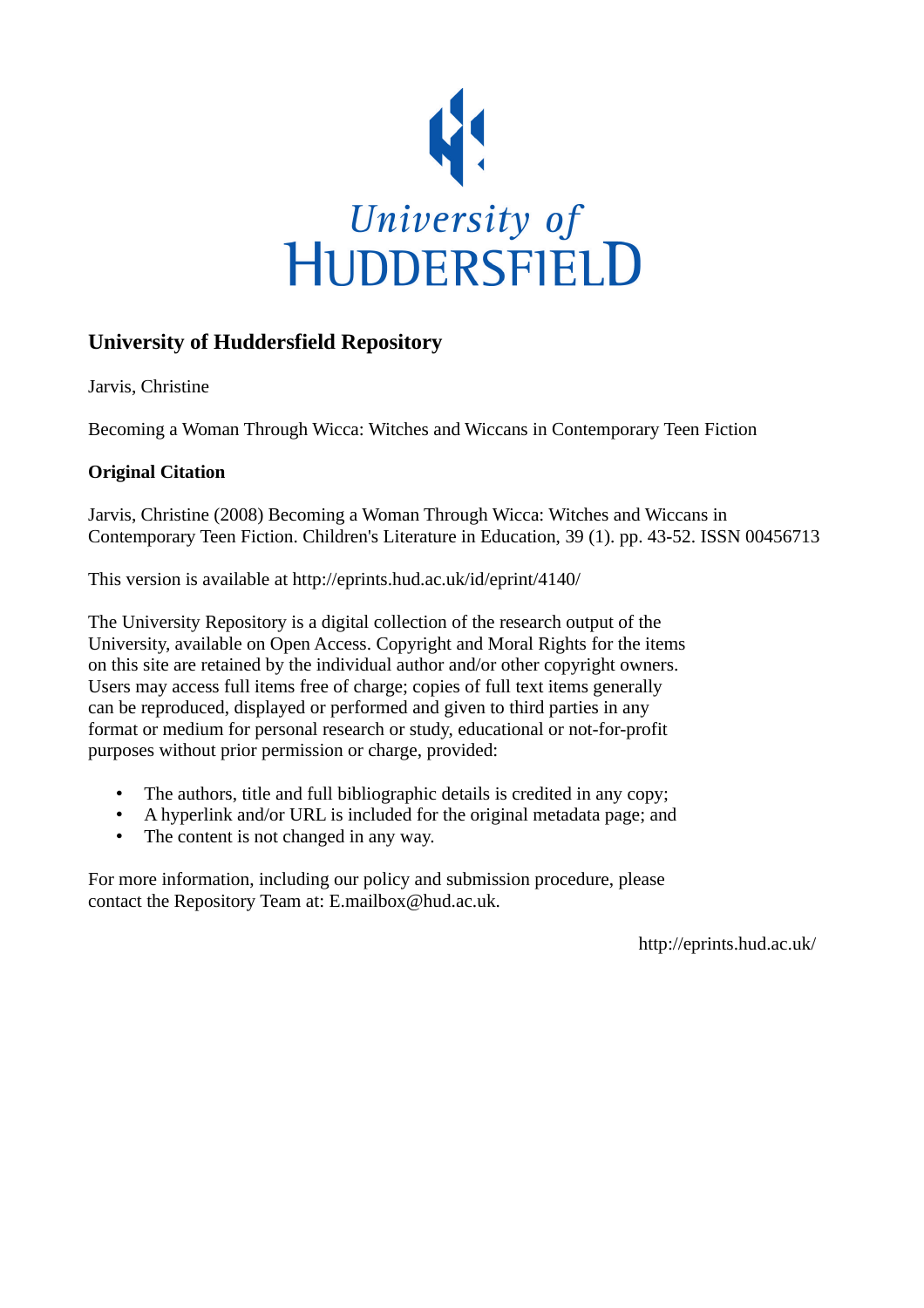University of
HUDDERSFIELD

## University of Huddersfield Repository

Jarvis, Christine

Becoming a Woman Through Wicca: Witches and Wiccans in Contemporary Teen Fiction

### Original Citation

Jarvis, Christine (2008) Becoming a Woman Through Wicca: Witches and Wiccans in Contemporary Teen Fiction. Children's Literature in Education, 39 (1). pp. 43-52. ISSN 00456713

This version is available at http://eprints.hud.ac.uk/id/eprint/4140/

The University Repository is a digital collection of the research output of the University, available on Open Access. Copyright and Moral Rights for the items on this site are retained by the individual author and/or other copyright owners. Users may access full items free of charge; copies of full text items generally can be reproduced, displayed or performed and given to third parties in any format or medium for personal research or study, educational or not-for-profit purposes without prior permission or charge, provided:

- The authors, title and full bibliographic details is credited in any copy;
- A hyperlink and/or URL is included for the original metadata page; and
- The content is not changed in any way.

For more information, including our policy and submission procedure, please contact the Repository Team at: E.mailbox@hud.ac.uk.

http://eprints.hud.ac.uk/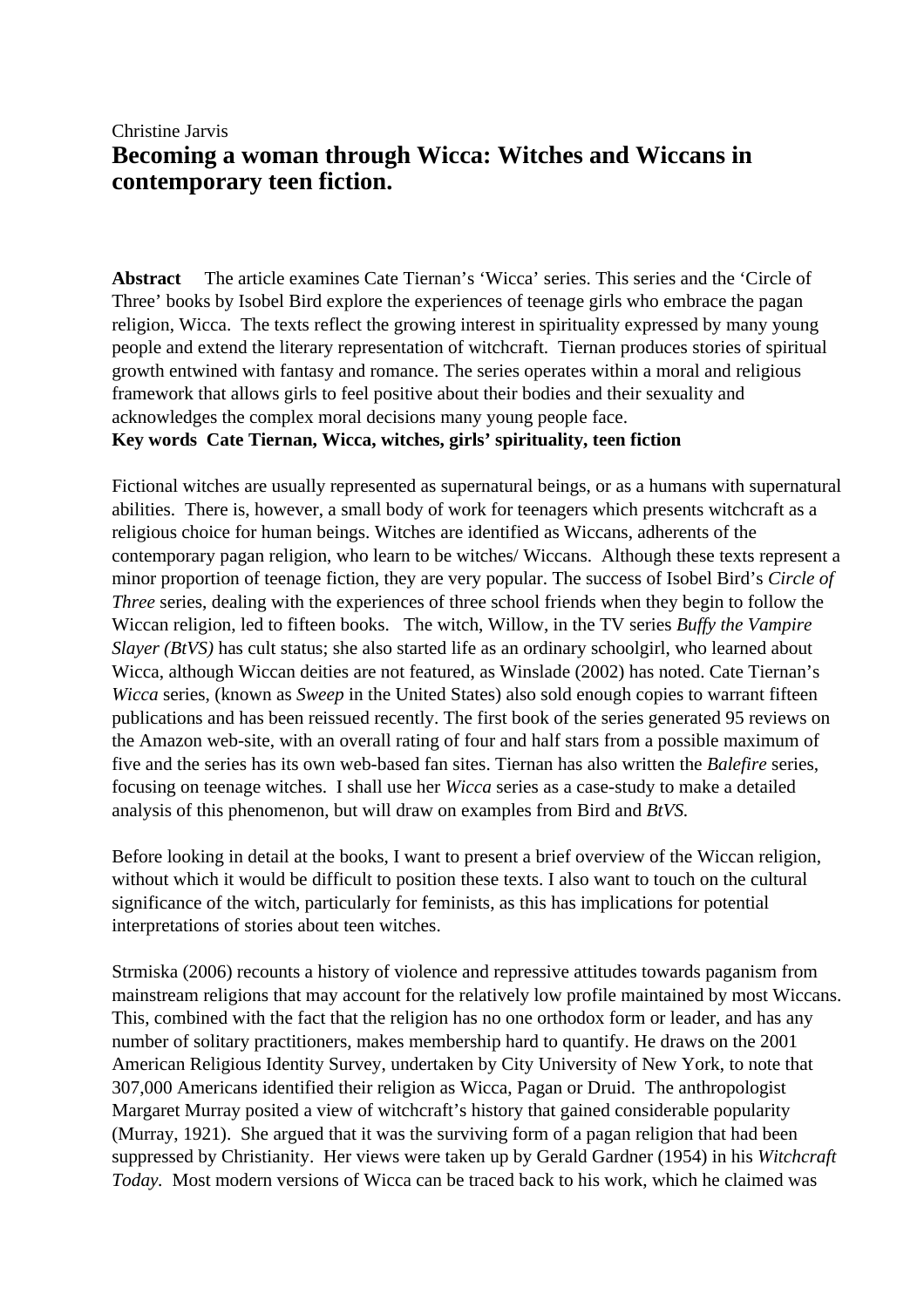Christine Jarvis

# Becoming a woman through Wicca: Witches and Wiccans in contemporary teen fiction.

**Abstract** The article examines Cate Tiernan's 'Wicca' series. This series and the 'Circle of Three' books by Isobel Bird explore the experiences of teenage girls who embrace the pagan religion, Wicca. The texts reflect the growing interest in spirituality expressed by many young people and extend the literary representation of witchcraft. Tiernan produces stories of spiritual growth entwined with fantasy and romance. The series operates within a moral and religious framework that allows girls to feel positive about their bodies and their sexuality and acknowledges the complex moral decisions many young people face.

**Key words Cate Tiernan, Wicca, witches, girls' spirituality, teen fiction**

Fictional witches are usually represented as supernatural beings, or as a humans with supernatural abilities. There is, however, a small body of work for teenagers which presents witchcraft as a religious choice for human beings. Witches are identified as Wiccans, adherents of the contemporary pagan religion, who learn to be witches/ Wiccans. Although these texts represent a minor proportion of teenage fiction, they are very popular. The success of Isobel Bird's *Circle of Three* series, dealing with the experiences of three school friends when they begin to follow the Wiccan religion, led to fifteen books. The witch, Willow, in the TV series *Buffy the Vampire Slayer (BtVS)* has cult status; she also started life as an ordinary schoolgirl, who learned about Wicca, although Wiccan deities are not featured, as Winslade (2002) has noted. Cate Tiernan's *Wicca* series, (known as *Sweep* in the United States) also sold enough copies to warrant fifteen publications and has been reissued recently. The first book of the series generated 95 reviews on the Amazon web-site, with an overall rating of four and half stars from a possible maximum of five and the series has its own web-based fan sites. Tiernan has also written the *Balefire* series, focusing on teenage witches. I shall use her *Wicca* series as a case-study to make a detailed analysis of this phenomenon, but will draw on examples from Bird and *BtVS.*

Before looking in detail at the books, I want to present a brief overview of the Wiccan religion, without which it would be difficult to position these texts. I also want to touch on the cultural significance of the witch, particularly for feminists, as this has implications for potential interpretations of stories about teen witches.

Strmiska (2006) recounts a history of violence and repressive attitudes towards paganism from mainstream religions that may account for the relatively low profile maintained by most Wiccans. This, combined with the fact that the religion has no one orthodox form or leader, and has any number of solitary practitioners, makes membership hard to quantify. He draws on the 2001 American Religious Identity Survey, undertaken by City University of New York, to note that 307,000 Americans identified their religion as Wicca, Pagan or Druid. The anthropologist Margaret Murray posited a view of witchcraft's history that gained considerable popularity (Murray, 1921). She argued that it was the surviving form of a pagan religion that had been suppressed by Christianity. Her views were taken up by Gerald Gardner (1954) in his *Witchcraft Today.* Most modern versions of Wicca can be traced back to his work, which he claimed was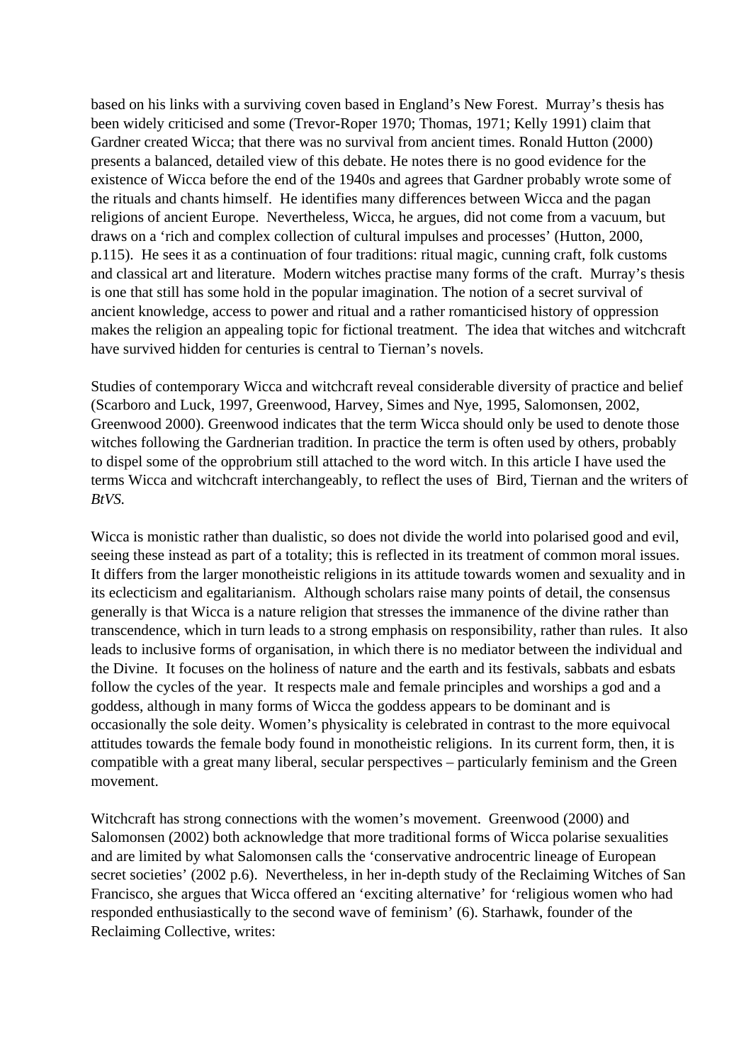based on his links with a surviving coven based in England's New Forest. Murray's thesis has been widely criticised and some (Trevor-Roper 1970; Thomas, 1971; Kelly 1991) claim that Gardner created Wicca; that there was no survival from ancient times. Ronald Hutton (2000) presents a balanced, detailed view of this debate. He notes there is no good evidence for the existence of Wicca before the end of the 1940s and agrees that Gardner probably wrote some of the rituals and chants himself. He identifies many differences between Wicca and the pagan religions of ancient Europe. Nevertheless, Wicca, he argues, did not come from a vacuum, but draws on a 'rich and complex collection of cultural impulses and processes' (Hutton, 2000, p.115). He sees it as a continuation of four traditions: ritual magic, cunning craft, folk customs and classical art and literature. Modern witches practise many forms of the craft. Murray's thesis is one that still has some hold in the popular imagination. The notion of a secret survival of ancient knowledge, access to power and ritual and a rather romanticised history of oppression makes the religion an appealing topic for fictional treatment. The idea that witches and witchcraft have survived hidden for centuries is central to Tiernan's novels.

Studies of contemporary Wicca and witchcraft reveal considerable diversity of practice and belief (Scarboro and Luck, 1997, Greenwood, Harvey, Simes and Nye, 1995, Salomonsen, 2002, Greenwood 2000). Greenwood indicates that the term Wicca should only be used to denote those witches following the Gardnerian tradition. In practice the term is often used by others, probably to dispel some of the opprobrium still attached to the word witch. In this article I have used the terms Wicca and witchcraft interchangeably, to reflect the uses of Bird, Tiernan and the writers of *BtVS.*

Wicca is monistic rather than dualistic, so does not divide the world into polarised good and evil, seeing these instead as part of a totality; this is reflected in its treatment of common moral issues. It differs from the larger monotheistic religions in its attitude towards women and sexuality and in its eclecticism and egalitarianism. Although scholars raise many points of detail, the consensus generally is that Wicca is a nature religion that stresses the immanence of the divine rather than transcendence, which in turn leads to a strong emphasis on responsibility, rather than rules. It also leads to inclusive forms of organisation, in which there is no mediator between the individual and the Divine. It focuses on the holiness of nature and the earth and its festivals, sabbats and esbats follow the cycles of the year. It respects male and female principles and worships a god and a goddess, although in many forms of Wicca the goddess appears to be dominant and is occasionally the sole deity. Women's physicality is celebrated in contrast to the more equivocal attitudes towards the female body found in monotheistic religions. In its current form, then, it is compatible with a great many liberal, secular perspectives – particularly feminism and the Green movement.

Witchcraft has strong connections with the women's movement. Greenwood (2000) and Salomonsen (2002) both acknowledge that more traditional forms of Wicca polarise sexualities and are limited by what Salomonsen calls the 'conservative androcentric lineage of European secret societies' (2002 p.6). Nevertheless, in her in-depth study of the Reclaiming Witches of San Francisco, she argues that Wicca offered an 'exciting alternative' for 'religious women who had responded enthusiastically to the second wave of feminism' (6). Starhawk, founder of the Reclaiming Collective, writes: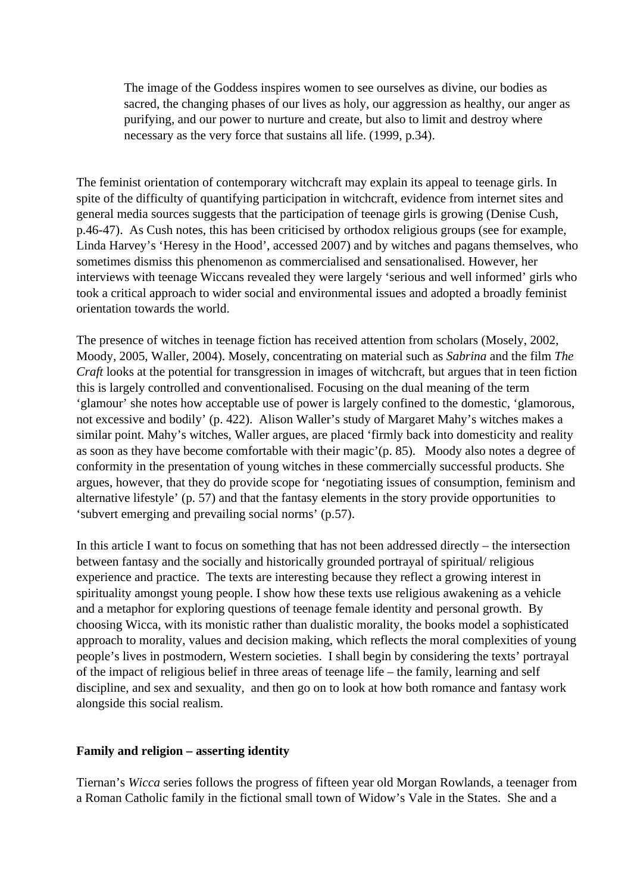> The image of the Goddess inspires women to see ourselves as divine, our bodies as sacred, the changing phases of our lives as holy, our aggression as healthy, our anger as purifying, and our power to nurture and create, but also to limit and destroy where necessary as the very force that sustains all life. (1999, p.34).

The feminist orientation of contemporary witchcraft may explain its appeal to teenage girls. In spite of the difficulty of quantifying participation in witchcraft, evidence from internet sites and general media sources suggests that the participation of teenage girls is growing (Denise Cush, p.46-47). As Cush notes, this has been criticised by orthodox religious groups (see for example, Linda Harvey's 'Heresy in the Hood', accessed 2007) and by witches and pagans themselves, who sometimes dismiss this phenomenon as commercialised and sensationalised. However, her interviews with teenage Wiccans revealed they were largely 'serious and well informed' girls who took a critical approach to wider social and environmental issues and adopted a broadly feminist orientation towards the world.

The presence of witches in teenage fiction has received attention from scholars (Mosely, 2002, Moody, 2005, Waller, 2004). Mosely, concentrating on material such as *Sabrina* and the film *The Craft* looks at the potential for transgression in images of witchcraft, but argues that in teen fiction this is largely controlled and conventionalised. Focusing on the dual meaning of the term 'glamour' she notes how acceptable use of power is largely confined to the domestic, 'glamorous, not excessive and bodily' (p. 422). Alison Waller's study of Margaret Mahy's witches makes a similar point. Mahy's witches, Waller argues, are placed 'firmly back into domesticity and reality as soon as they have become comfortable with their magic'(p. 85). Moody also notes a degree of conformity in the presentation of young witches in these commercially successful products. She argues, however, that they do provide scope for 'negotiating issues of consumption, feminism and alternative lifestyle' (p. 57) and that the fantasy elements in the story provide opportunities to 'subvert emerging and prevailing social norms' (p.57).

In this article I want to focus on something that has not been addressed directly – the intersection between fantasy and the socially and historically grounded portrayal of spiritual/ religious experience and practice. The texts are interesting because they reflect a growing interest in spirituality amongst young people. I show how these texts use religious awakening as a vehicle and a metaphor for exploring questions of teenage female identity and personal growth. By choosing Wicca, with its monistic rather than dualistic morality, the books model a sophisticated approach to morality, values and decision making, which reflects the moral complexities of young people's lives in postmodern, Western societies. I shall begin by considering the texts' portrayal of the impact of religious belief in three areas of teenage life – the family, learning and self discipline, and sex and sexuality, and then go on to look at how both romance and fantasy work alongside this social realism.

**Family and religion – asserting identity**

Tiernan's *Wicca* series follows the progress of fifteen year old Morgan Rowlands, a teenager from a Roman Catholic family in the fictional small town of Widow's Vale in the States. She and a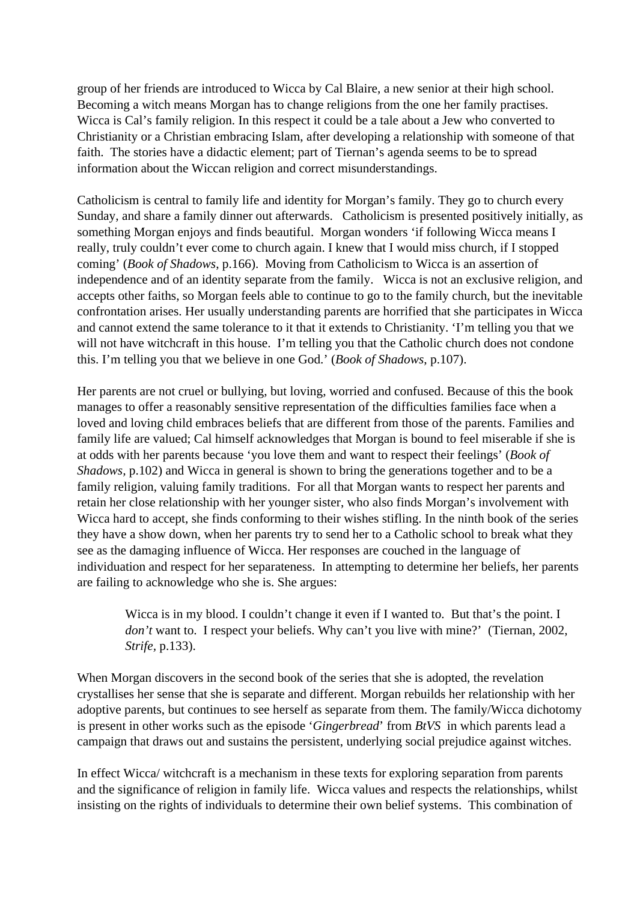group of her friends are introduced to Wicca by Cal Blaire, a new senior at their high school. Becoming a witch means Morgan has to change religions from the one her family practises. Wicca is Cal's family religion. In this respect it could be a tale about a Jew who converted to Christianity or a Christian embracing Islam, after developing a relationship with someone of that faith. The stories have a didactic element; part of Tiernan's agenda seems to be to spread information about the Wiccan religion and correct misunderstandings.

Catholicism is central to family life and identity for Morgan's family. They go to church every Sunday, and share a family dinner out afterwards. Catholicism is presented positively initially, as something Morgan enjoys and finds beautiful. Morgan wonders 'if following Wicca means I really, truly couldn't ever come to church again. I knew that I would miss church, if I stopped coming' (*Book of Shadows*, p.166). Moving from Catholicism to Wicca is an assertion of independence and of an identity separate from the family. Wicca is not an exclusive religion, and accepts other faiths, so Morgan feels able to continue to go to the family church, but the inevitable confrontation arises. Her usually understanding parents are horrified that she participates in Wicca and cannot extend the same tolerance to it that it extends to Christianity. 'I'm telling you that we will not have witchcraft in this house. I'm telling you that the Catholic church does not condone this. I'm telling you that we believe in one God.' (*Book of Shadows*, p.107).

Her parents are not cruel or bullying, but loving, worried and confused. Because of this the book manages to offer a reasonably sensitive representation of the difficulties families face when a loved and loving child embraces beliefs that are different from those of the parents. Families and family life are valued; Cal himself acknowledges that Morgan is bound to feel miserable if she is at odds with her parents because 'you love them and want to respect their feelings' (*Book of Shadows*, p.102) and Wicca in general is shown to bring the generations together and to be a family religion, valuing family traditions. For all that Morgan wants to respect her parents and retain her close relationship with her younger sister, who also finds Morgan's involvement with Wicca hard to accept, she finds conforming to their wishes stifling. In the ninth book of the series they have a show down, when her parents try to send her to a Catholic school to break what they see as the damaging influence of Wicca. Her responses are couched in the language of individuation and respect for her separateness. In attempting to determine her beliefs, her parents are failing to acknowledge who she is. She argues:

> Wicca is in my blood. I couldn't change it even if I wanted to. But that's the point. I *don't* want to. I respect your beliefs. Why can't you live with mine?' (Tiernan, 2002, *Strife*, p.133).

When Morgan discovers in the second book of the series that she is adopted, the revelation crystallises her sense that she is separate and different. Morgan rebuilds her relationship with her adoptive parents, but continues to see herself as separate from them. The family/Wicca dichotomy is present in other works such as the episode '*Gingerbread*' from *BtVS* in which parents lead a campaign that draws out and sustains the persistent, underlying social prejudice against witches.

In effect Wicca/ witchcraft is a mechanism in these texts for exploring separation from parents and the significance of religion in family life. Wicca values and respects the relationships, whilst insisting on the rights of individuals to determine their own belief systems. This combination of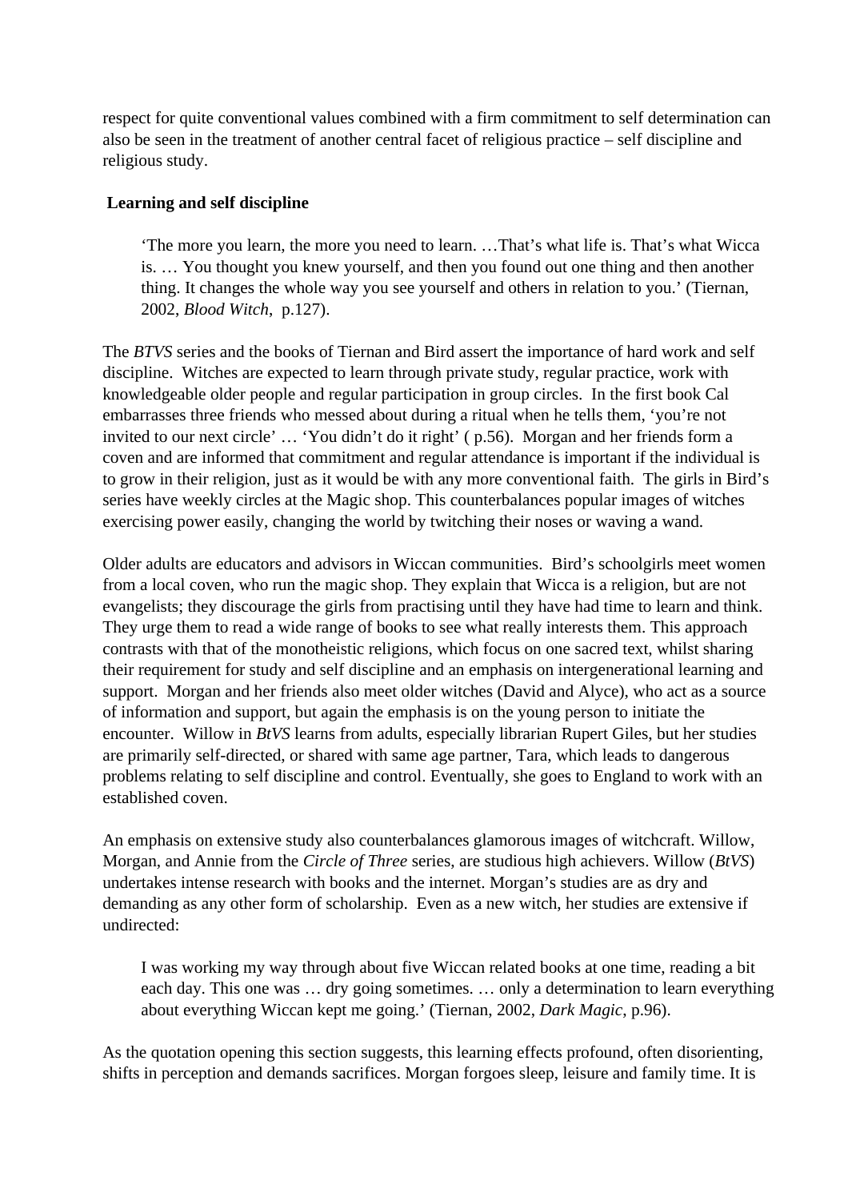respect for quite conventional values combined with a firm commitment to self determination can also be seen in the treatment of another central facet of religious practice – self discipline and religious study.

**Learning and self discipline**

> 'The more you learn, the more you need to learn. …That's what life is. That's what Wicca is. … You thought you knew yourself, and then you found out one thing and then another thing. It changes the whole way you see yourself and others in relation to you.' (Tiernan, 2002, *Blood Witch*, p.127).

The *BTVS* series and the books of Tiernan and Bird assert the importance of hard work and self discipline. Witches are expected to learn through private study, regular practice, work with knowledgeable older people and regular participation in group circles. In the first book Cal embarrasses three friends who messed about during a ritual when he tells them, 'you're not invited to our next circle' … 'You didn't do it right' ( p.56). Morgan and her friends form a coven and are informed that commitment and regular attendance is important if the individual is to grow in their religion, just as it would be with any more conventional faith. The girls in Bird's series have weekly circles at the Magic shop. This counterbalances popular images of witches exercising power easily, changing the world by twitching their noses or waving a wand.

Older adults are educators and advisors in Wiccan communities. Bird's schoolgirls meet women from a local coven, who run the magic shop. They explain that Wicca is a religion, but are not evangelists; they discourage the girls from practising until they have had time to learn and think. They urge them to read a wide range of books to see what really interests them. This approach contrasts with that of the monotheistic religions, which focus on one sacred text, whilst sharing their requirement for study and self discipline and an emphasis on intergenerational learning and support. Morgan and her friends also meet older witches (David and Alyce), who act as a source of information and support, but again the emphasis is on the young person to initiate the encounter. Willow in *BtVS* learns from adults, especially librarian Rupert Giles, but her studies are primarily self-directed, or shared with same age partner, Tara, which leads to dangerous problems relating to self discipline and control. Eventually, she goes to England to work with an established coven.

An emphasis on extensive study also counterbalances glamorous images of witchcraft. Willow, Morgan, and Annie from the *Circle of Three* series, are studious high achievers. Willow (*BtVS*) undertakes intense research with books and the internet. Morgan's studies are as dry and demanding as any other form of scholarship. Even as a new witch, her studies are extensive if undirected:

> I was working my way through about five Wiccan related books at one time, reading a bit each day. This one was … dry going sometimes. … only a determination to learn everything about everything Wiccan kept me going.' (Tiernan, 2002, *Dark Magic*, p.96).

As the quotation opening this section suggests, this learning effects profound, often disorienting, shifts in perception and demands sacrifices. Morgan forgoes sleep, leisure and family time. It is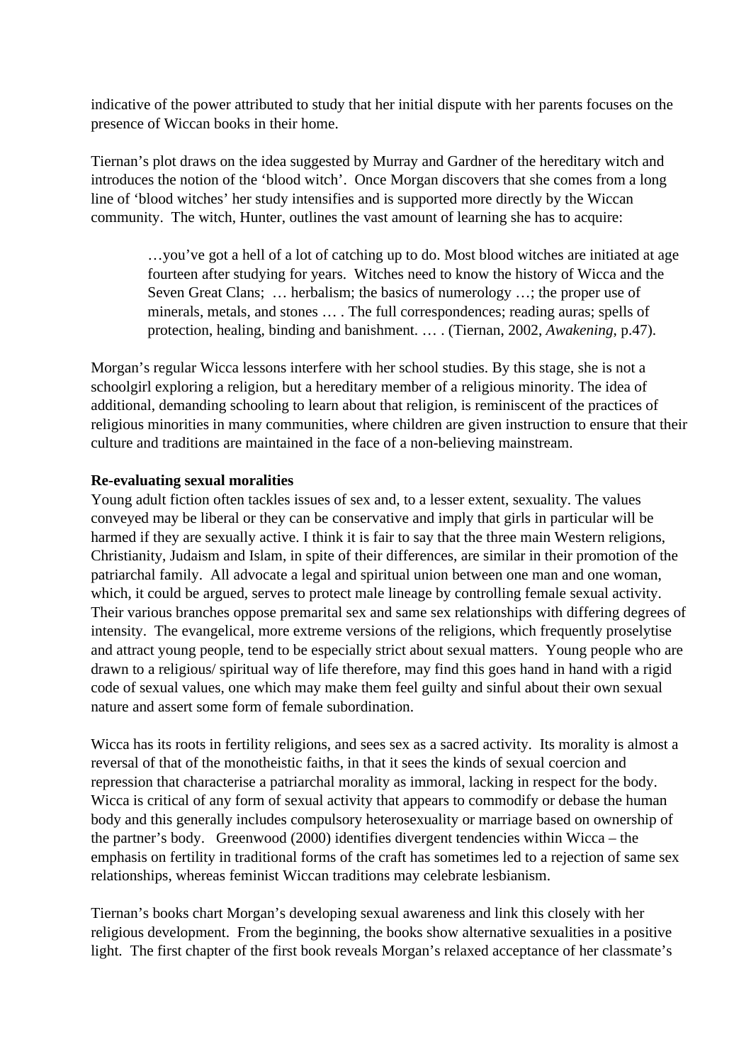indicative of the power attributed to study that her initial dispute with her parents focuses on the presence of Wiccan books in their home.

Tiernan's plot draws on the idea suggested by Murray and Gardner of the hereditary witch and introduces the notion of the 'blood witch'. Once Morgan discovers that she comes from a long line of 'blood witches' her study intensifies and is supported more directly by the Wiccan community. The witch, Hunter, outlines the vast amount of learning she has to acquire:

> …you've got a hell of a lot of catching up to do. Most blood witches are initiated at age fourteen after studying for years. Witches need to know the history of Wicca and the Seven Great Clans; … herbalism; the basics of numerology …; the proper use of minerals, metals, and stones … . The full correspondences; reading auras; spells of protection, healing, binding and banishment. … . (Tiernan, 2002, *Awakening*, p.47).

Morgan's regular Wicca lessons interfere with her school studies. By this stage, she is not a schoolgirl exploring a religion, but a hereditary member of a religious minority. The idea of additional, demanding schooling to learn about that religion, is reminiscent of the practices of religious minorities in many communities, where children are given instruction to ensure that their culture and traditions are maintained in the face of a non-believing mainstream.

**Re-evaluating sexual moralities**

Young adult fiction often tackles issues of sex and, to a lesser extent, sexuality. The values conveyed may be liberal or they can be conservative and imply that girls in particular will be harmed if they are sexually active. I think it is fair to say that the three main Western religions, Christianity, Judaism and Islam, in spite of their differences, are similar in their promotion of the patriarchal family. All advocate a legal and spiritual union between one man and one woman, which, it could be argued, serves to protect male lineage by controlling female sexual activity. Their various branches oppose premarital sex and same sex relationships with differing degrees of intensity. The evangelical, more extreme versions of the religions, which frequently proselytise and attract young people, tend to be especially strict about sexual matters. Young people who are drawn to a religious/ spiritual way of life therefore, may find this goes hand in hand with a rigid code of sexual values, one which may make them feel guilty and sinful about their own sexual nature and assert some form of female subordination.

Wicca has its roots in fertility religions, and sees sex as a sacred activity. Its morality is almost a reversal of that of the monotheistic faiths, in that it sees the kinds of sexual coercion and repression that characterise a patriarchal morality as immoral, lacking in respect for the body. Wicca is critical of any form of sexual activity that appears to commodify or debase the human body and this generally includes compulsory heterosexuality or marriage based on ownership of the partner's body. Greenwood (2000) identifies divergent tendencies within Wicca – the emphasis on fertility in traditional forms of the craft has sometimes led to a rejection of same sex relationships, whereas feminist Wiccan traditions may celebrate lesbianism.

Tiernan's books chart Morgan's developing sexual awareness and link this closely with her religious development. From the beginning, the books show alternative sexualities in a positive light. The first chapter of the first book reveals Morgan's relaxed acceptance of her classmate's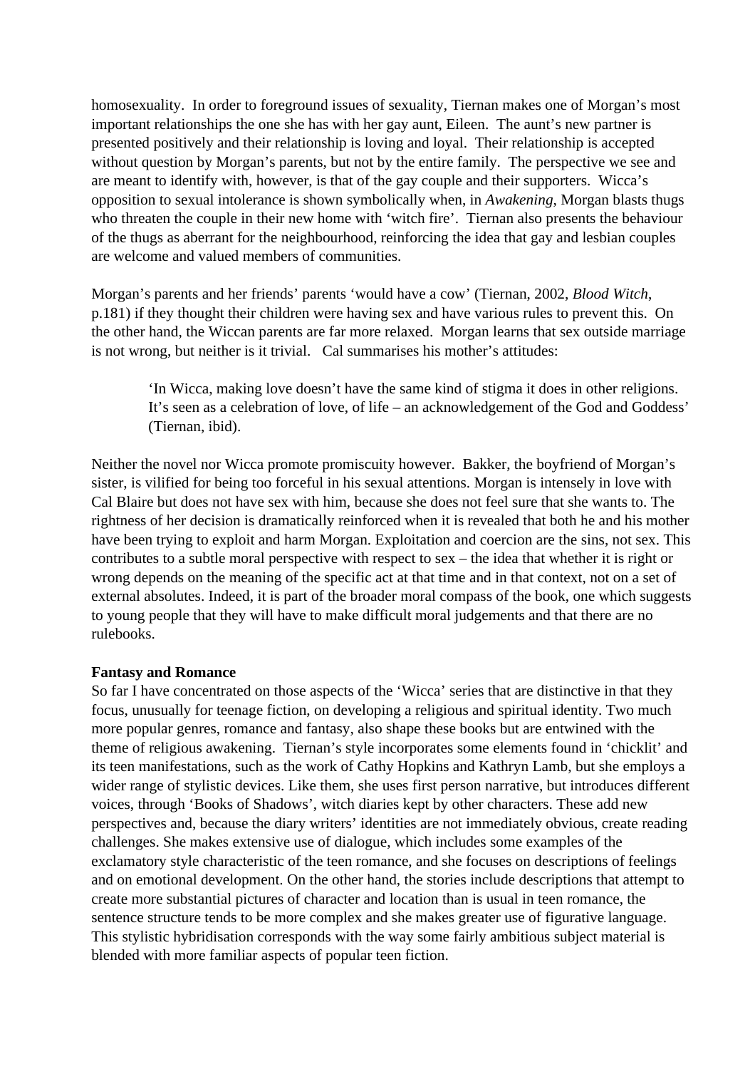homosexuality. In order to foreground issues of sexuality, Tiernan makes one of Morgan's most important relationships the one she has with her gay aunt, Eileen. The aunt's new partner is presented positively and their relationship is loving and loyal. Their relationship is accepted without question by Morgan's parents, but not by the entire family. The perspective we see and are meant to identify with, however, is that of the gay couple and their supporters. Wicca's opposition to sexual intolerance is shown symbolically when, in *Awakening*, Morgan blasts thugs who threaten the couple in their new home with 'witch fire'. Tiernan also presents the behaviour of the thugs as aberrant for the neighbourhood, reinforcing the idea that gay and lesbian couples are welcome and valued members of communities.

Morgan's parents and her friends' parents 'would have a cow' (Tiernan, 2002, *Blood Witch*, p.181) if they thought their children were having sex and have various rules to prevent this. On the other hand, the Wiccan parents are far more relaxed. Morgan learns that sex outside marriage is not wrong, but neither is it trivial. Cal summarises his mother's attitudes:

> 'In Wicca, making love doesn't have the same kind of stigma it does in other religions. It's seen as a celebration of love, of life – an acknowledgement of the God and Goddess' (Tiernan, ibid).

Neither the novel nor Wicca promote promiscuity however. Bakker, the boyfriend of Morgan's sister, is vilified for being too forceful in his sexual attentions. Morgan is intensely in love with Cal Blaire but does not have sex with him, because she does not feel sure that she wants to. The rightness of her decision is dramatically reinforced when it is revealed that both he and his mother have been trying to exploit and harm Morgan. Exploitation and coercion are the sins, not sex. This contributes to a subtle moral perspective with respect to sex – the idea that whether it is right or wrong depends on the meaning of the specific act at that time and in that context, not on a set of external absolutes. Indeed, it is part of the broader moral compass of the book, one which suggests to young people that they will have to make difficult moral judgements and that there are no rulebooks.

**Fantasy and Romance**

So far I have concentrated on those aspects of the 'Wicca' series that are distinctive in that they focus, unusually for teenage fiction, on developing a religious and spiritual identity. Two much more popular genres, romance and fantasy, also shape these books but are entwined with the theme of religious awakening. Tiernan's style incorporates some elements found in 'chicklit' and its teen manifestations, such as the work of Cathy Hopkins and Kathryn Lamb, but she employs a wider range of stylistic devices. Like them, she uses first person narrative, but introduces different voices, through 'Books of Shadows', witch diaries kept by other characters. These add new perspectives and, because the diary writers' identities are not immediately obvious, create reading challenges. She makes extensive use of dialogue, which includes some examples of the exclamatory style characteristic of the teen romance, and she focuses on descriptions of feelings and on emotional development. On the other hand, the stories include descriptions that attempt to create more substantial pictures of character and location than is usual in teen romance, the sentence structure tends to be more complex and she makes greater use of figurative language. This stylistic hybridisation corresponds with the way some fairly ambitious subject material is blended with more familiar aspects of popular teen fiction.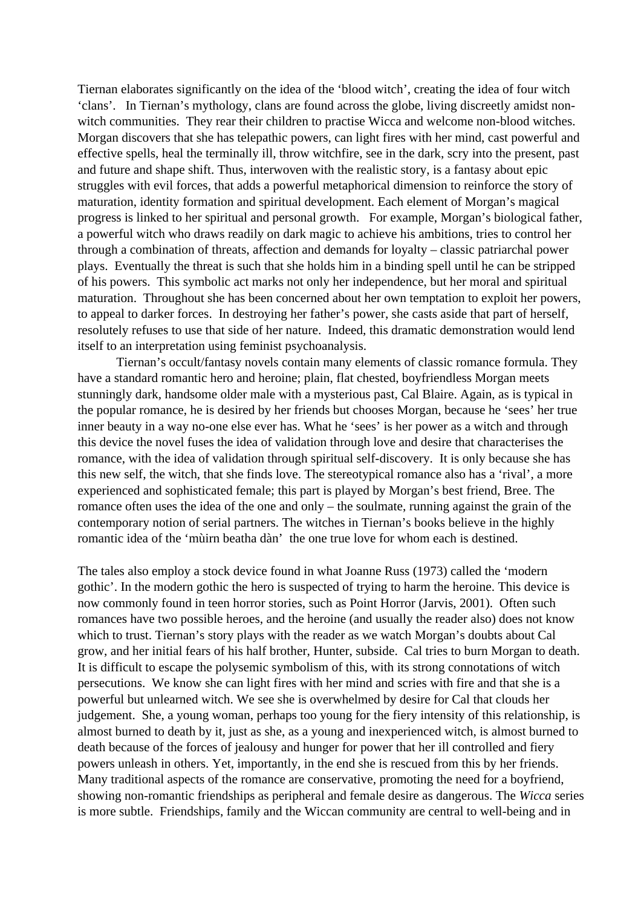Tiernan elaborates significantly on the idea of the 'blood witch', creating the idea of four witch 'clans'. In Tiernan's mythology, clans are found across the globe, living discreetly amidst non-witch communities. They rear their children to practise Wicca and welcome non-blood witches. Morgan discovers that she has telepathic powers, can light fires with her mind, cast powerful and effective spells, heal the terminally ill, throw witchfire, see in the dark, scry into the present, past and future and shape shift. Thus, interwoven with the realistic story, is a fantasy about epic struggles with evil forces, that adds a powerful metaphorical dimension to reinforce the story of maturation, identity formation and spiritual development. Each element of Morgan's magical progress is linked to her spiritual and personal growth. For example, Morgan's biological father, a powerful witch who draws readily on dark magic to achieve his ambitions, tries to control her through a combination of threats, affection and demands for loyalty – classic patriarchal power plays. Eventually the threat is such that she holds him in a binding spell until he can be stripped of his powers. This symbolic act marks not only her independence, but her moral and spiritual maturation. Throughout she has been concerned about her own temptation to exploit her powers, to appeal to darker forces. In destroying her father's power, she casts aside that part of herself, resolutely refuses to use that side of her nature. Indeed, this dramatic demonstration would lend itself to an interpretation using feminist psychoanalysis.

Tiernan's occult/fantasy novels contain many elements of classic romance formula. They have a standard romantic hero and heroine; plain, flat chested, boyfriendless Morgan meets stunningly dark, handsome older male with a mysterious past, Cal Blaire. Again, as is typical in the popular romance, he is desired by her friends but chooses Morgan, because he 'sees' her true inner beauty in a way no-one else ever has. What he 'sees' is her power as a witch and through this device the novel fuses the idea of validation through love and desire that characterises the romance, with the idea of validation through spiritual self-discovery. It is only because she has this new self, the witch, that she finds love. The stereotypical romance also has a 'rival', a more experienced and sophisticated female; this part is played by Morgan's best friend, Bree. The romance often uses the idea of the one and only – the soulmate, running against the grain of the contemporary notion of serial partners. The witches in Tiernan's books believe in the highly romantic idea of the 'mùirn beatha dàn' the one true love for whom each is destined.

The tales also employ a stock device found in what Joanne Russ (1973) called the 'modern gothic'. In the modern gothic the hero is suspected of trying to harm the heroine. This device is now commonly found in teen horror stories, such as Point Horror (Jarvis, 2001). Often such romances have two possible heroes, and the heroine (and usually the reader also) does not know which to trust. Tiernan's story plays with the reader as we watch Morgan's doubts about Cal grow, and her initial fears of his half brother, Hunter, subside. Cal tries to burn Morgan to death. It is difficult to escape the polysemic symbolism of this, with its strong connotations of witch persecutions. We know she can light fires with her mind and scries with fire and that she is a powerful but unlearned witch. We see she is overwhelmed by desire for Cal that clouds her judgement. She, a young woman, perhaps too young for the fiery intensity of this relationship, is almost burned to death by it, just as she, as a young and inexperienced witch, is almost burned to death because of the forces of jealousy and hunger for power that her ill controlled and fiery powers unleash in others. Yet, importantly, in the end she is rescued from this by her friends. Many traditional aspects of the romance are conservative, promoting the need for a boyfriend, showing non-romantic friendships as peripheral and female desire as dangerous. The *Wicca* series is more subtle. Friendships, family and the Wiccan community are central to well-being and in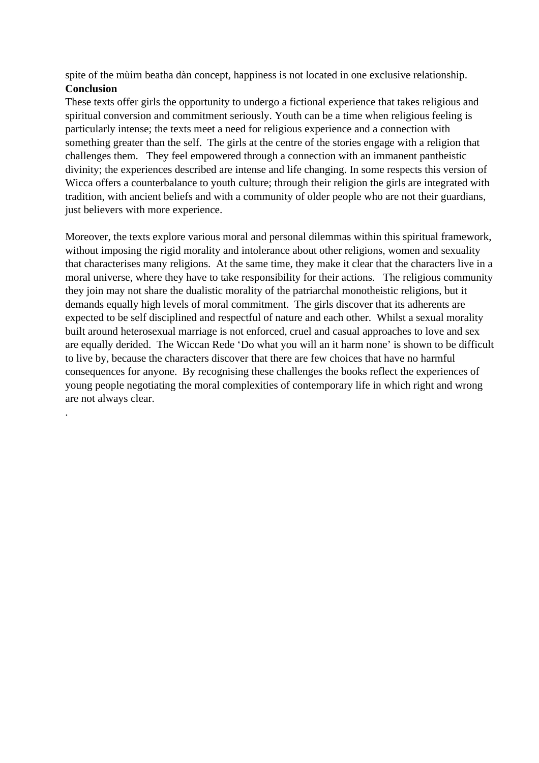spite of the mùirn beatha dàn concept, happiness is not located in one exclusive relationship.

## Conclusion

These texts offer girls the opportunity to undergo a fictional experience that takes religious and spiritual conversion and commitment seriously. Youth can be a time when religious feeling is particularly intense; the texts meet a need for religious experience and a connection with something greater than the self. The girls at the centre of the stories engage with a religion that challenges them. They feel empowered through a connection with an immanent pantheistic divinity; the experiences described are intense and life changing. In some respects this version of Wicca offers a counterbalance to youth culture; through their religion the girls are integrated with tradition, with ancient beliefs and with a community of older people who are not their guardians, just believers with more experience.

Moreover, the texts explore various moral and personal dilemmas within this spiritual framework, without imposing the rigid morality and intolerance about other religions, women and sexuality that characterises many religions. At the same time, they make it clear that the characters live in a moral universe, where they have to take responsibility for their actions. The religious community they join may not share the dualistic morality of the patriarchal monotheistic religions, but it demands equally high levels of moral commitment. The girls discover that its adherents are expected to be self disciplined and respectful of nature and each other. Whilst a sexual morality built around heterosexual marriage is not enforced, cruel and casual approaches to love and sex are equally derided. The Wiccan Rede 'Do what you will an it harm none' is shown to be difficult to live by, because the characters discover that there are few choices that have no harmful consequences for anyone. By recognising these challenges the books reflect the experiences of young people negotiating the moral complexities of contemporary life in which right and wrong are not always clear.

.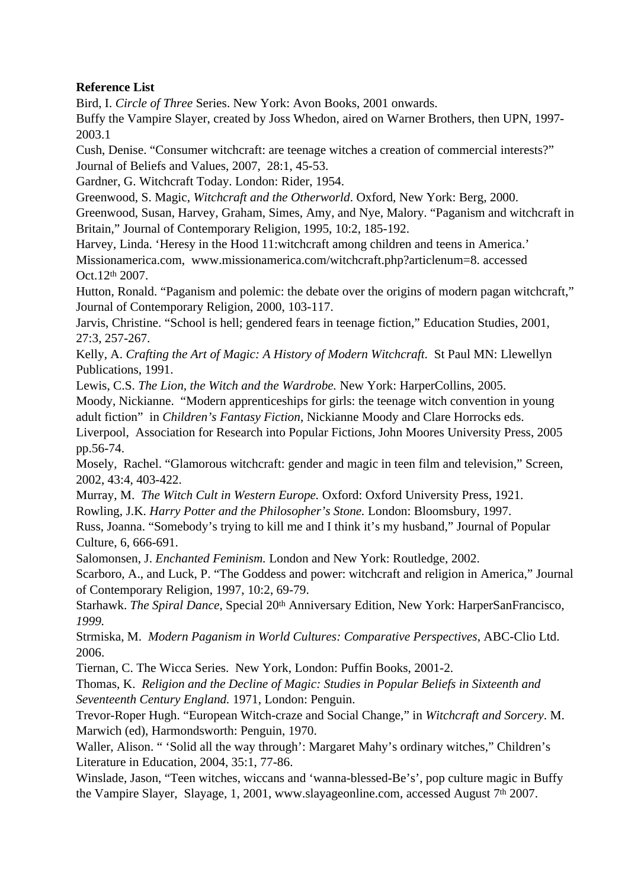**Reference List**

Bird, I. *Circle of Three* Series. New York: Avon Books, 2001 onwards.

Buffy the Vampire Slayer, created by Joss Whedon, aired on Warner Brothers, then UPN, 1997-2003.1

Cush, Denise. "Consumer witchcraft: are teenage witches a creation of commercial interests?" Journal of Beliefs and Values, 2007, 28:1, 45-53.

Gardner, G. Witchcraft Today. London: Rider, 1954.

Greenwood, S. Magic, *Witchcraft and the Otherworld*. Oxford, New York: Berg, 2000.

Greenwood, Susan, Harvey, Graham, Simes, Amy, and Nye, Malory. "Paganism and witchcraft in Britain," Journal of Contemporary Religion, 1995, 10:2, 185-192.

Harvey, Linda. 'Heresy in the Hood 11:witchcraft among children and teens in America.' Missionamerica.com, www.missionamerica.com/witchcraft.php?articlenum=8. accessed Oct.12th 2007.

Hutton, Ronald. "Paganism and polemic: the debate over the origins of modern pagan witchcraft," Journal of Contemporary Religion, 2000, 103-117.

Jarvis, Christine. "School is hell; gendered fears in teenage fiction," Education Studies, 2001, 27:3, 257-267.

Kelly, A. *Crafting the Art of Magic: A History of Modern Witchcraft*. St Paul MN: Llewellyn Publications, 1991.

Lewis, C.S. *The Lion, the Witch and the Wardrobe.* New York: HarperCollins, 2005.

Moody, Nickianne. "Modern apprenticeships for girls: the teenage witch convention in young adult fiction" in *Children's Fantasy Fiction*, Nickianne Moody and Clare Horrocks eds. Liverpool, Association for Research into Popular Fictions, John Moores University Press, 2005 pp.56-74.

Mosely, Rachel. "Glamorous witchcraft: gender and magic in teen film and television," Screen, 2002, 43:4, 403-422.

Murray, M. *The Witch Cult in Western Europe.* Oxford: Oxford University Press, 1921.

Rowling, J.K. *Harry Potter and the Philosopher's Stone.* London: Bloomsbury, 1997.

Russ, Joanna. "Somebody's trying to kill me and I think it's my husband," Journal of Popular Culture, 6, 666-691.

Salomonsen, J. *Enchanted Feminism.* London and New York: Routledge, 2002.

Scarboro, A., and Luck, P. "The Goddess and power: witchcraft and religion in America," Journal of Contemporary Religion, 1997, 10:2, 69-79.

Starhawk. *The Spiral Dance*, Special 20th Anniversary Edition, New York: HarperSanFrancisco, *1999.*

Strmiska, M. *Modern Paganism in World Cultures: Comparative Perspectives*, ABC-Clio Ltd. 2006.

Tiernan, C. The Wicca Series. New York, London: Puffin Books, 2001-2.

Thomas, K. *Religion and the Decline of Magic: Studies in Popular Beliefs in Sixteenth and Seventeenth Century England.* 1971, London: Penguin.

Trevor-Roper Hugh. "European Witch-craze and Social Change," in *Witchcraft and Sorcery*. M. Marwich (ed), Harmondsworth: Penguin, 1970.

Waller, Alison. " 'Solid all the way through': Margaret Mahy's ordinary witches," Children's Literature in Education, 2004, 35:1, 77-86.

Winslade, Jason, "Teen witches, wiccans and 'wanna-blessed-Be's', pop culture magic in Buffy the Vampire Slayer, Slayage, 1, 2001, www.slayageonline.com, accessed August 7th 2007.